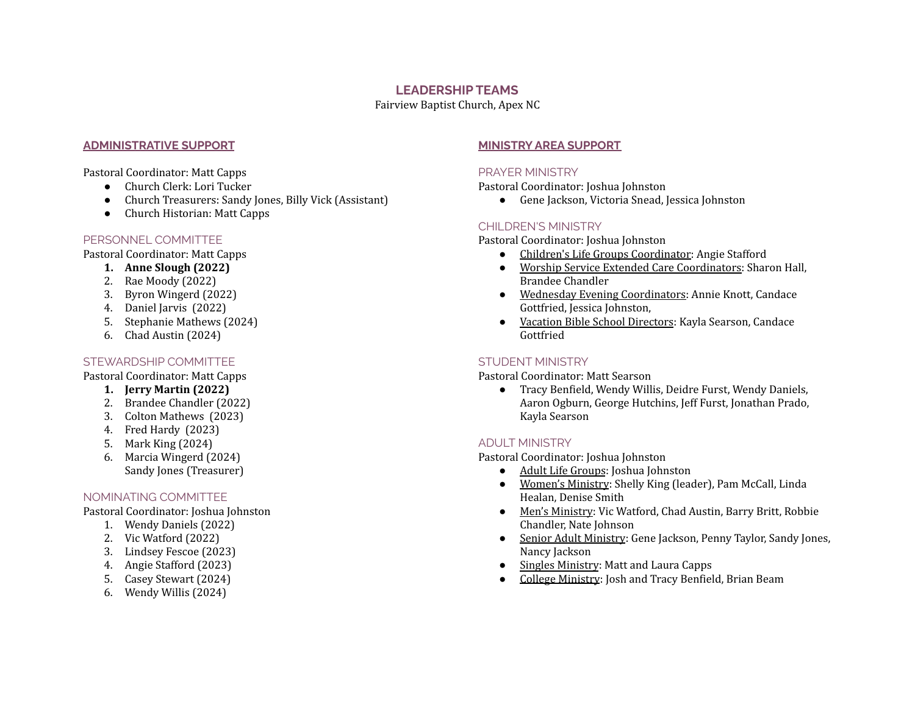# LEADERSHIP TEAMS

Fairview Baptist Church, Apex NC

## ADMINISTRATIVE SUPPORT

Pastoral Coordinator: Matt Capps

- Church Clerk: Lori Tucker
- Church Treasurers: Sandy Jones, Billy Vick (Assistant)
- Church Historian: Matt Capps

### PERSONNEL COMMITTEE

Pastoral Coordinator: Matt Capps

1. **Anne Slough (2022)**
2. Rae Moody (2022)
3. Byron Wingerd (2022)
4. Daniel Jarvis (2022)
5. Stephanie Mathews (2024)
6. Chad Austin (2024)

### STEWARDSHIP COMMITTEE

Pastoral Coordinator: Matt Capps

1. **Jerry Martin (2022)**
2. Brandee Chandler (2022)
3. Colton Mathews (2023)
4. Fred Hardy (2023)
5. Mark King (2024)
6. Marcia Wingerd (2024)
   Sandy Jones (Treasurer)

### NOMINATING COMMITTEE

Pastoral Coordinator: Joshua Johnston

1. Wendy Daniels (2022)
2. Vic Watford (2022)
3. Lindsey Fescoe (2023)
4. Angie Stafford (2023)
5. Casey Stewart (2024)
6. Wendy Willis (2024)

## MINISTRY AREA SUPPORT

### PRAYER MINISTRY

Pastoral Coordinator: Joshua Johnston

- Gene Jackson, Victoria Snead, Jessica Johnston

### CHILDREN'S MINISTRY

Pastoral Coordinator: Joshua Johnston

- Children's Life Groups Coordinator: Angie Stafford
- Worship Service Extended Care Coordinators: Sharon Hall, Brandee Chandler
- Wednesday Evening Coordinators: Annie Knott, Candace Gottfried, Jessica Johnston,
- Vacation Bible School Directors: Kayla Searson, Candace Gottfried

### STUDENT MINISTRY

Pastoral Coordinator: Matt Searson

- Tracy Benfield, Wendy Willis, Deidre Furst, Wendy Daniels, Aaron Ogburn, George Hutchins, Jeff Furst, Jonathan Prado, Kayla Searson

### ADULT MINISTRY

Pastoral Coordinator: Joshua Johnston

- Adult Life Groups: Joshua Johnston
- Women's Ministry: Shelly King (leader), Pam McCall, Linda Healan, Denise Smith
- Men's Ministry: Vic Watford, Chad Austin, Barry Britt, Robbie Chandler, Nate Johnson
- Senior Adult Ministry: Gene Jackson, Penny Taylor, Sandy Jones, Nancy Jackson
- Singles Ministry: Matt and Laura Capps
- College Ministry: Josh and Tracy Benfield, Brian Beam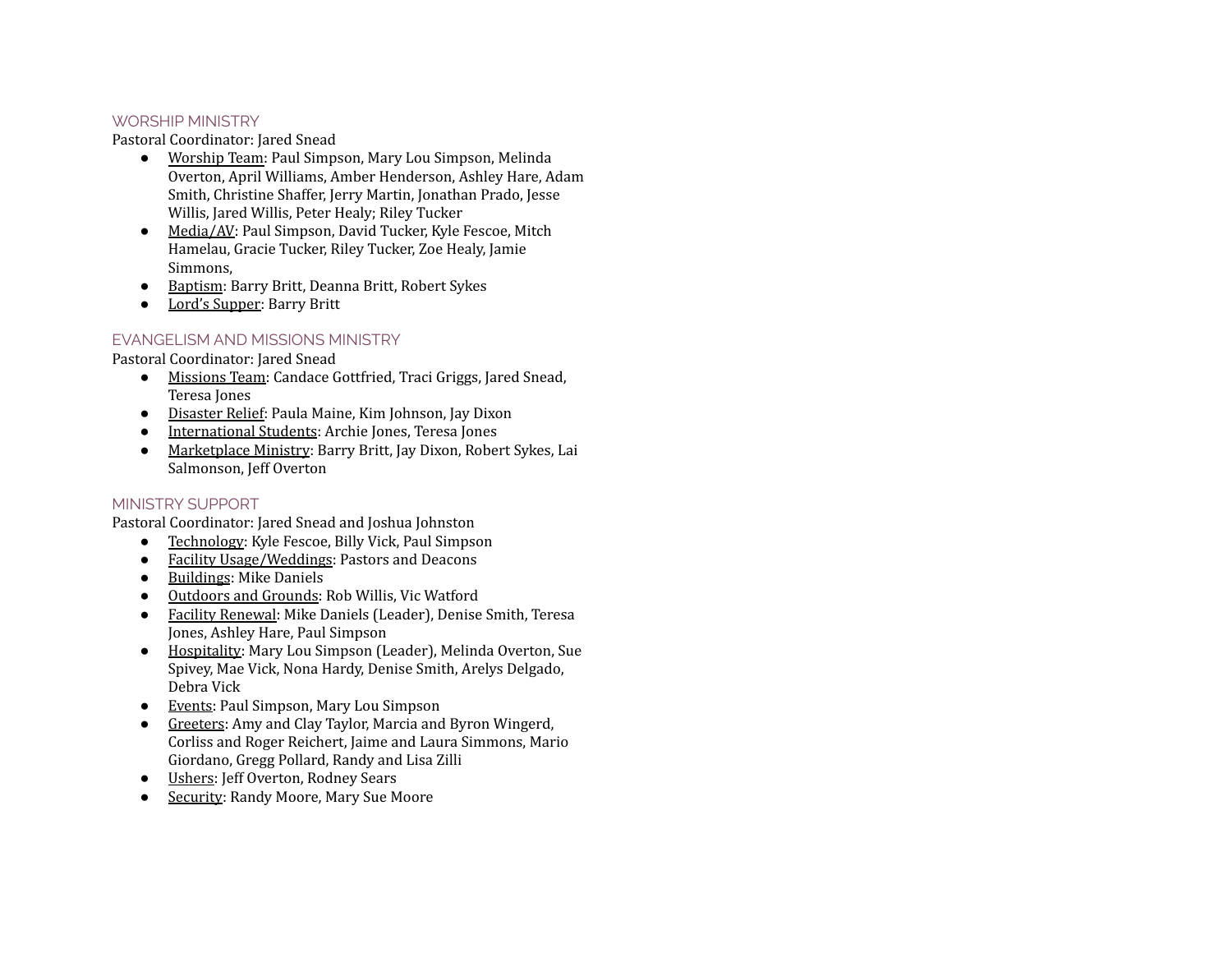## WORSHIP MINISTRY

Pastoral Coordinator: Jared Snead

- Worship Team: Paul Simpson, Mary Lou Simpson, Melinda Overton, April Williams, Amber Henderson, Ashley Hare, Adam Smith, Christine Shaffer, Jerry Martin, Jonathan Prado, Jesse Willis, Jared Willis, Peter Healy; Riley Tucker
- Media/AV: Paul Simpson, David Tucker, Kyle Fescoe, Mitch Hamelau, Gracie Tucker, Riley Tucker, Zoe Healy, Jamie Simmons,
- Baptism: Barry Britt, Deanna Britt, Robert Sykes
- Lord's Supper: Barry Britt

## EVANGELISM AND MISSIONS MINISTRY

Pastoral Coordinator: Jared Snead

- Missions Team: Candace Gottfried, Traci Griggs, Jared Snead, Teresa Jones
- Disaster Relief: Paula Maine, Kim Johnson, Jay Dixon
- International Students: Archie Jones, Teresa Jones
- Marketplace Ministry: Barry Britt, Jay Dixon, Robert Sykes, Lai Salmonson, Jeff Overton

## MINISTRY SUPPORT

Pastoral Coordinator: Jared Snead and Joshua Johnston

- Technology: Kyle Fescoe, Billy Vick, Paul Simpson
- Facility Usage/Weddings: Pastors and Deacons
- Buildings: Mike Daniels
- Outdoors and Grounds: Rob Willis, Vic Watford
- Facility Renewal: Mike Daniels (Leader), Denise Smith, Teresa Jones, Ashley Hare, Paul Simpson
- Hospitality: Mary Lou Simpson (Leader), Melinda Overton, Sue Spivey, Mae Vick, Nona Hardy, Denise Smith, Arelys Delgado, Debra Vick
- Events: Paul Simpson, Mary Lou Simpson
- Greeters: Amy and Clay Taylor, Marcia and Byron Wingerd, Corliss and Roger Reichert, Jaime and Laura Simmons, Mario Giordano, Gregg Pollard, Randy and Lisa Zilli
- Ushers: Jeff Overton, Rodney Sears
- Security: Randy Moore, Mary Sue Moore